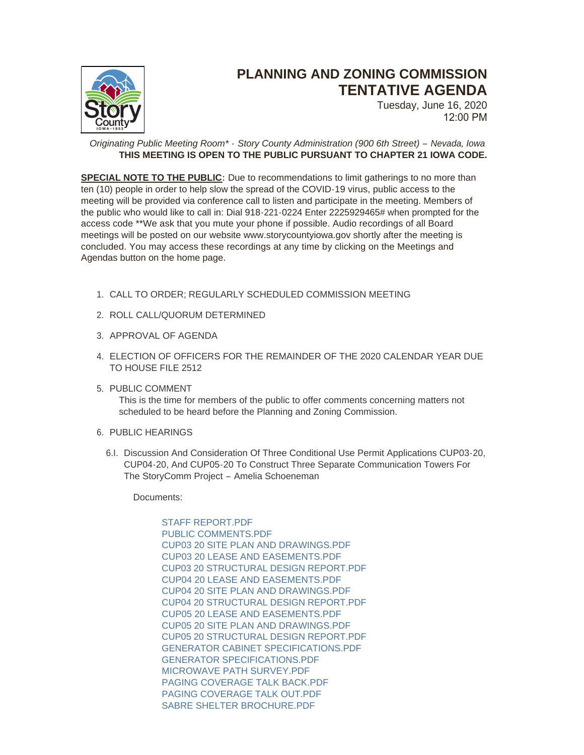# PLANNING AND ZONING COMMISSION TENTATIVE AGENDA

Tuesday, June 16, 2020
12:00 PM

*Originating Public Meeting Room\* - Story County Administration (900 6th Street) – Nevada, Iowa*
**THIS MEETING IS OPEN TO THE PUBLIC PURSUANT TO CHAPTER 21 IOWA CODE.**

**SPECIAL NOTE TO THE PUBLIC**: Due to recommendations to limit gatherings to no more than ten (10) people in order to help slow the spread of the COVID-19 virus, public access to the meeting will be provided via conference call to listen and participate in the meeting. Members of the public who would like to call in: Dial 918-221-0224 Enter 2225929465# when prompted for the access code **We ask that you mute your phone if possible. Audio recordings of all Board meetings will be posted on our website www.storycountyiowa.gov shortly after the meeting is concluded. You may access these recordings at any time by clicking on the Meetings and Agendas button on the home page.

1. CALL TO ORDER; REGULARLY SCHEDULED COMMISSION MEETING
2. ROLL CALL/QUORUM DETERMINED
3. APPROVAL OF AGENDA
4. ELECTION OF OFFICERS FOR THE REMAINDER OF THE 2020 CALENDAR YEAR DUE TO HOUSE FILE 2512
5. PUBLIC COMMENT
   This is the time for members of the public to offer comments concerning matters not scheduled to be heard before the Planning and Zoning Commission.
6. PUBLIC HEARINGS

   6.I. Discussion And Consideration Of Three Conditional Use Permit Applications CUP03-20, CUP04-20, And CUP05-20 To Construct Three Separate Communication Towers For The StoryComm Project – Amelia Schoeneman

   Documents:

   STAFF REPORT.PDF
   PUBLIC COMMENTS.PDF
   CUP03 20 SITE PLAN AND DRAWINGS.PDF
   CUP03 20 LEASE AND EASEMENTS.PDF
   CUP03 20 STRUCTURAL DESIGN REPORT.PDF
   CUP04 20 LEASE AND EASEMENTS.PDF
   CUP04 20 SITE PLAN AND DRAWINGS.PDF
   CUP04 20 STRUCTURAL DESIGN REPORT.PDF
   CUP05 20 LEASE AND EASEMENTS.PDF
   CUP05 20 SITE PLAN AND DRAWINGS.PDF
   CUP05 20 STRUCTURAL DESIGN REPORT.PDF
   GENERATOR CABINET SPECIFICATIONS.PDF
   GENERATOR SPECIFICATIONS.PDF
   MICROWAVE PATH SURVEY.PDF
   PAGING COVERAGE TALK BACK.PDF
   PAGING COVERAGE TALK OUT.PDF
   SABRE SHELTER BROCHURE.PDF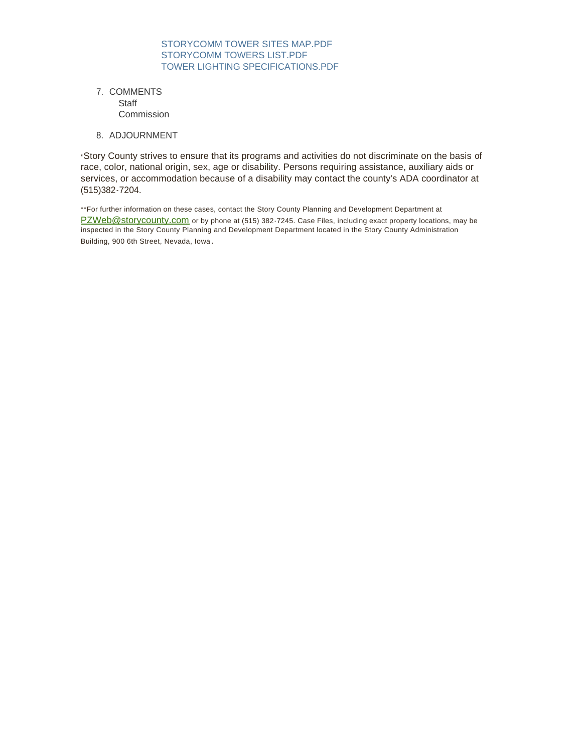STORYCOMM TOWER SITES MAP.PDF
STORYCOMM TOWERS LIST.PDF
TOWER LIGHTING SPECIFICATIONS.PDF

7. COMMENTS
   Staff
   Commission

8. ADJOURNMENT

*Story County strives to ensure that its programs and activities do not discriminate on the basis of race, color, national origin, sex, age or disability. Persons requiring assistance, auxiliary aids or services, or accommodation because of a disability may contact the county's ADA coordinator at (515)382-7204.

**For further information on these cases, contact the Story County Planning and Development Department at PZWeb@storycounty.com or by phone at (515) 382-7245. Case Files, including exact property locations, may be inspected in the Story County Planning and Development Department located in the Story County Administration Building, 900 6th Street, Nevada, Iowa.